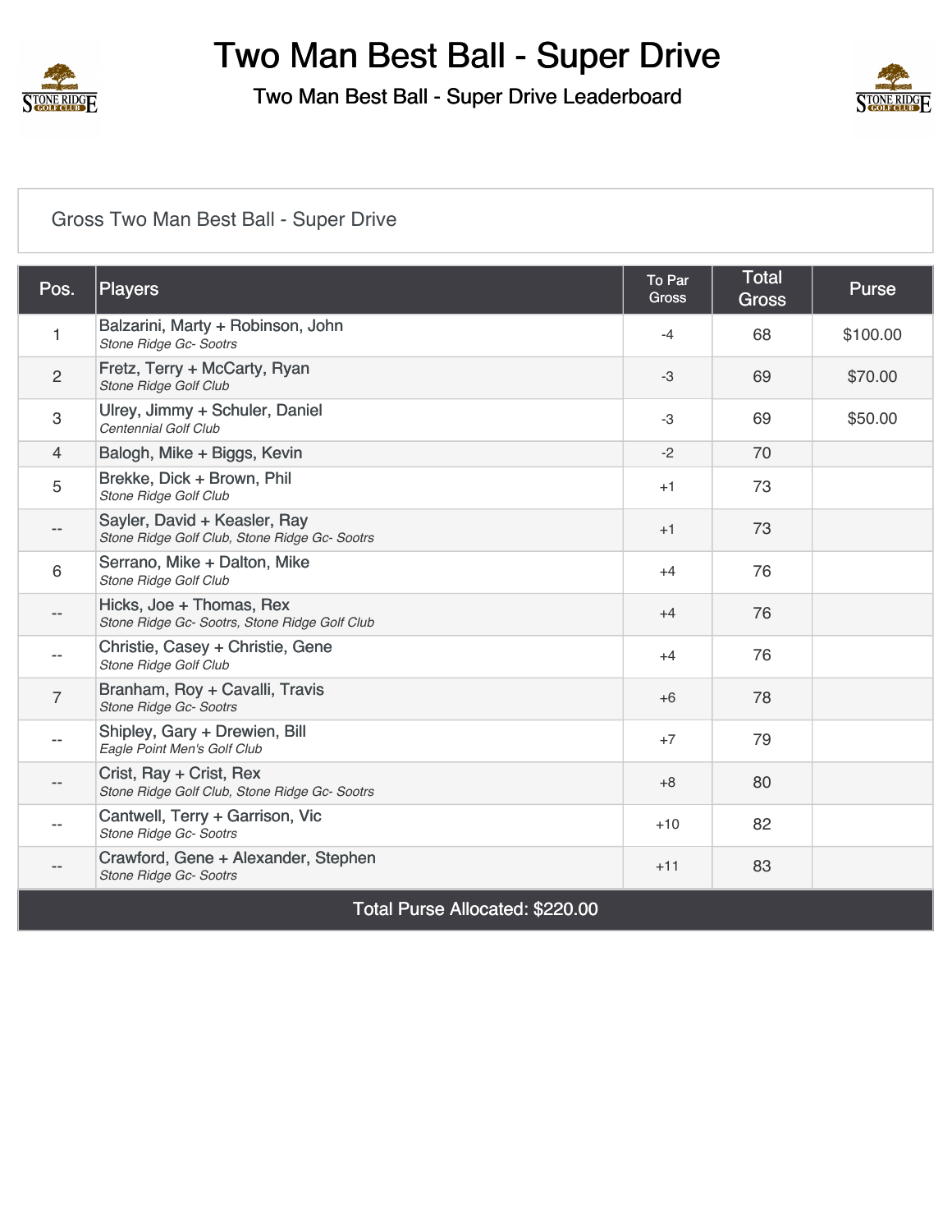# Two Man Best Ball - Super Drive

## Two Man Best Ball - Super Drive Leaderboard

### Gross Two Man Best Ball - Super Drive

| Pos. | Players | To Par Gross | Total Gross | Purse |
|---|---|---|---|---|
| 1 | Balzarini, Marty + Robinson, John *Stone Ridge Gc- Sootrs* | -4 | 68 | $100.00 |
| 2 | Fretz, Terry + McCarty, Ryan *Stone Ridge Golf Club* | -3 | 69 | $70.00 |
| 3 | Ulrey, Jimmy + Schuler, Daniel *Centennial Golf Club* | -3 | 69 | $50.00 |
| 4 | Balogh, Mike + Biggs, Kevin | -2 | 70 | |
| 5 | Brekke, Dick + Brown, Phil *Stone Ridge Golf Club* | +1 | 73 | |
| -- | Sayler, David + Keasler, Ray *Stone Ridge Golf Club, Stone Ridge Gc- Sootrs* | +1 | 73 | |
| 6 | Serrano, Mike + Dalton, Mike *Stone Ridge Golf Club* | +4 | 76 | |
| -- | Hicks, Joe + Thomas, Rex *Stone Ridge Gc- Sootrs, Stone Ridge Golf Club* | +4 | 76 | |
| -- | Christie, Casey + Christie, Gene *Stone Ridge Golf Club* | +4 | 76 | |
| 7 | Branham, Roy + Cavalli, Travis *Stone Ridge Gc- Sootrs* | +6 | 78 | |
| -- | Shipley, Gary + Drewien, Bill *Eagle Point Men's Golf Club* | +7 | 79 | |
| -- | Crist, Ray + Crist, Rex *Stone Ridge Golf Club, Stone Ridge Gc- Sootrs* | +8 | 80 | |
| -- | Cantwell, Terry + Garrison, Vic *Stone Ridge Gc- Sootrs* | +10 | 82 | |
| -- | Crawford, Gene + Alexander, Stephen *Stone Ridge Gc- Sootrs* | +11 | 83 | |
| Total Purse Allocated: $220.00 | | | | |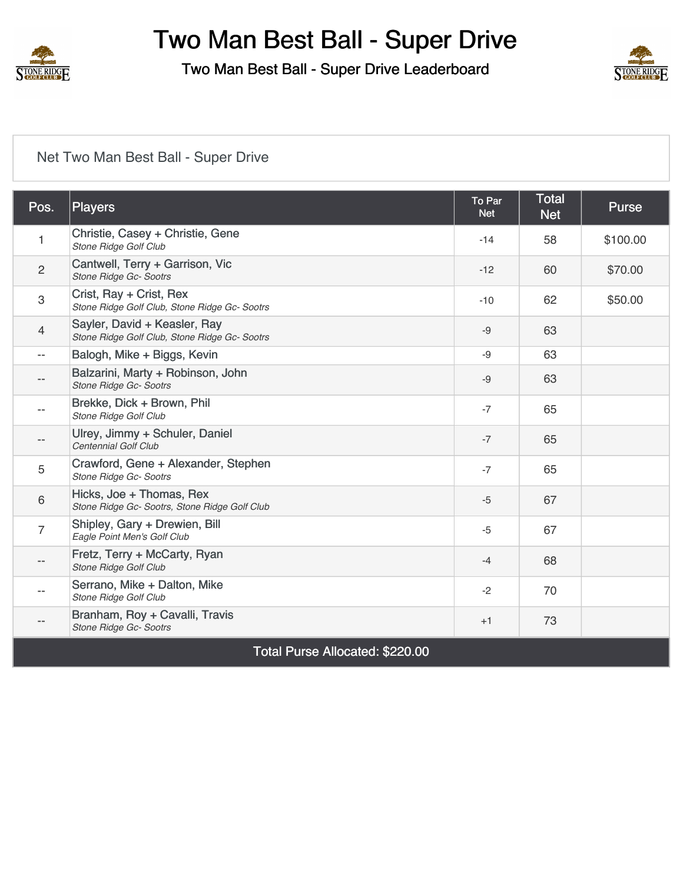# Two Man Best Ball - Super Drive

Two Man Best Ball - Super Drive Leaderboard

Net Two Man Best Ball - Super Drive

| Pos. | Players | To Par Net | Total Net | Purse |
|---|---|---|---|---|
| 1 | Christie, Casey + Christie, Gene<br>*Stone Ridge Golf Club* | -14 | 58 | $100.00 |
| 2 | Cantwell, Terry + Garrison, Vic<br>*Stone Ridge Gc- Sootrs* | -12 | 60 | $70.00 |
| 3 | Crist, Ray + Crist, Rex<br>*Stone Ridge Golf Club, Stone Ridge Gc- Sootrs* | -10 | 62 | $50.00 |
| 4 | Sayler, David + Keasler, Ray<br>*Stone Ridge Golf Club, Stone Ridge Gc- Sootrs* | -9 | 63 | |
| -- | Balogh, Mike + Biggs, Kevin | -9 | 63 | |
| -- | Balzarini, Marty + Robinson, John<br>*Stone Ridge Gc- Sootrs* | -9 | 63 | |
| -- | Brekke, Dick + Brown, Phil<br>*Stone Ridge Golf Club* | -7 | 65 | |
| -- | Ulrey, Jimmy + Schuler, Daniel<br>*Centennial Golf Club* | -7 | 65 | |
| 5 | Crawford, Gene + Alexander, Stephen<br>*Stone Ridge Gc- Sootrs* | -7 | 65 | |
| 6 | Hicks, Joe + Thomas, Rex<br>*Stone Ridge Gc- Sootrs, Stone Ridge Golf Club* | -5 | 67 | |
| 7 | Shipley, Gary + Drewien, Bill<br>*Eagle Point Men's Golf Club* | -5 | 67 | |
| -- | Fretz, Terry + McCarty, Ryan<br>*Stone Ridge Golf Club* | -4 | 68 | |
| -- | Serrano, Mike + Dalton, Mike<br>*Stone Ridge Golf Club* | -2 | 70 | |
| -- | Branham, Roy + Cavalli, Travis<br>*Stone Ridge Gc- Sootrs* | +1 | 73 | |
| Total Purse Allocated: $220.00 | | | | |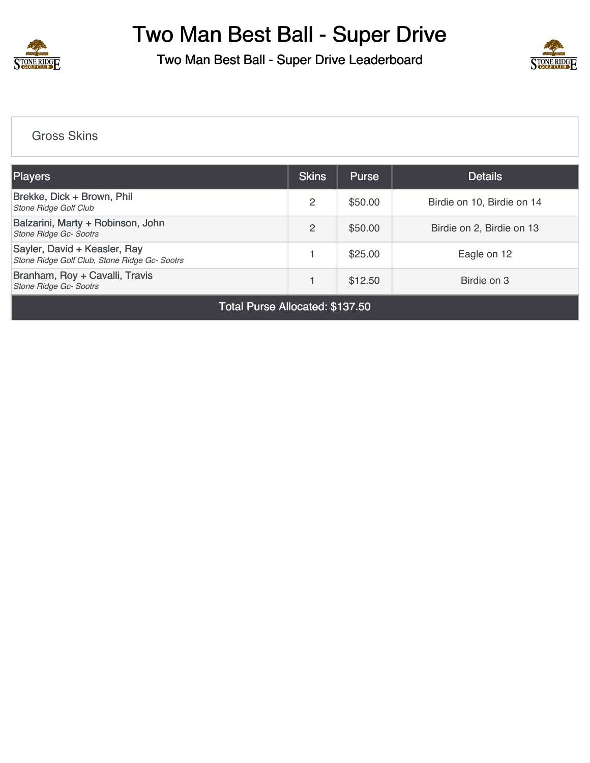# Two Man Best Ball - Super Drive

Two Man Best Ball - Super Drive Leaderboard

## Gross Skins

| Players | Skins | Purse | Details |
| --- | --- | --- | --- |
| Brekke, Dick + Brown, Phil *Stone Ridge Golf Club* | 2 | $50.00 | Birdie on 10, Birdie on 14 |
| Balzarini, Marty + Robinson, John *Stone Ridge Gc- Sootrs* | 2 | $50.00 | Birdie on 2, Birdie on 13 |
| Sayler, David + Keasler, Ray *Stone Ridge Golf Club, Stone Ridge Gc- Sootrs* | 1 | $25.00 | Eagle on 12 |
| Branham, Roy + Cavalli, Travis *Stone Ridge Gc- Sootrs* | 1 | $12.50 | Birdie on 3 |
| Total Purse Allocated: $137.50 | | | |